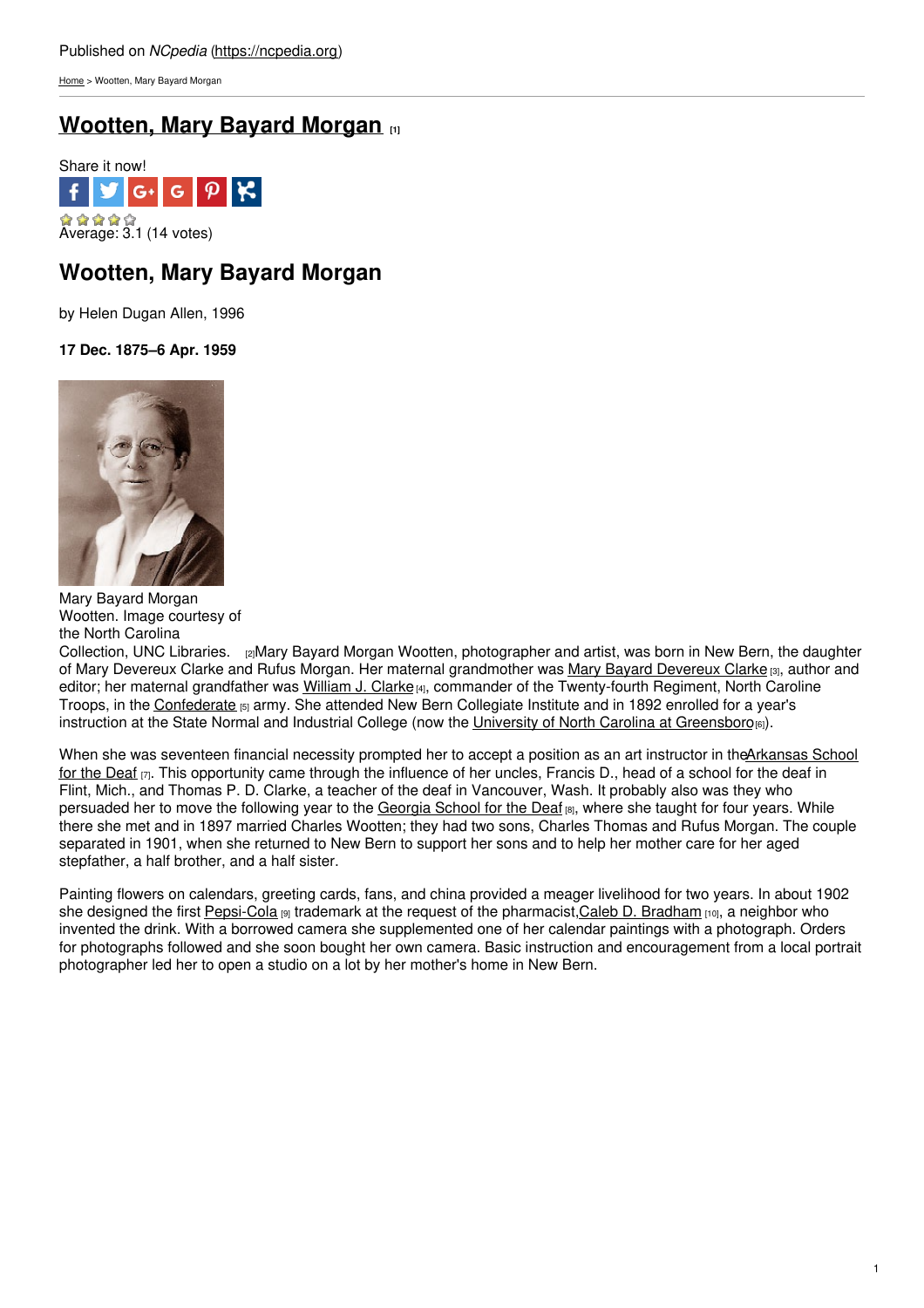Published on *NCpedia* (https://ncpedia.org)

Home > Wootten, Mary Bayard Morgan

# Wootten, Mary Bayard Morgan [1]

Share it now!

Average: 3.1 (14 votes)

## Wootten, Mary Bayard Morgan

by Helen Dugan Allen, 1996

**17 Dec. 1875–6 Apr. 1959**

Mary Bayard Morgan Wootten. Image courtesy of the North Carolina Collection, UNC Libraries. [2]

Mary Bayard Morgan Wootten, photographer and artist, was born in New Bern, the daughter of Mary Devereux Clarke and Rufus Morgan. Her maternal grandmother was Mary Bayard Devereux Clarke [3], author and editor; her maternal grandfather was William J. Clarke [4], commander of the Twenty-fourth Regiment, North Caroline Troops, in the Confederate [5] army. She attended New Bern Collegiate Institute and in 1892 enrolled for a year's instruction at the State Normal and Industrial College (now the University of North Carolina at Greensboro [6]).

When she was seventeen financial necessity prompted her to accept a position as an art instructor in the Arkansas School for the Deaf [7]. This opportunity came through the influence of her uncles, Francis D., head of a school for the deaf in Flint, Mich., and Thomas P. D. Clarke, a teacher of the deaf in Vancouver, Wash. It probably also was they who persuaded her to move the following year to the Georgia School for the Deaf [8], where she taught for four years. While there she met and in 1897 married Charles Wootten; they had two sons, Charles Thomas and Rufus Morgan. The couple separated in 1901, when she returned to New Bern to support her sons and to help her mother care for her aged stepfather, a half brother, and a half sister.

Painting flowers on calendars, greeting cards, fans, and china provided a meager livelihood for two years. In about 1902 she designed the first Pepsi-Cola [9] trademark at the request of the pharmacist, Caleb D. Bradham [10], a neighbor who invented the drink. With a borrowed camera she supplemented one of her calendar paintings with a photograph. Orders for photographs followed and she soon bought her own camera. Basic instruction and encouragement from a local portrait photographer led her to open a studio on a lot by her mother's home in New Bern.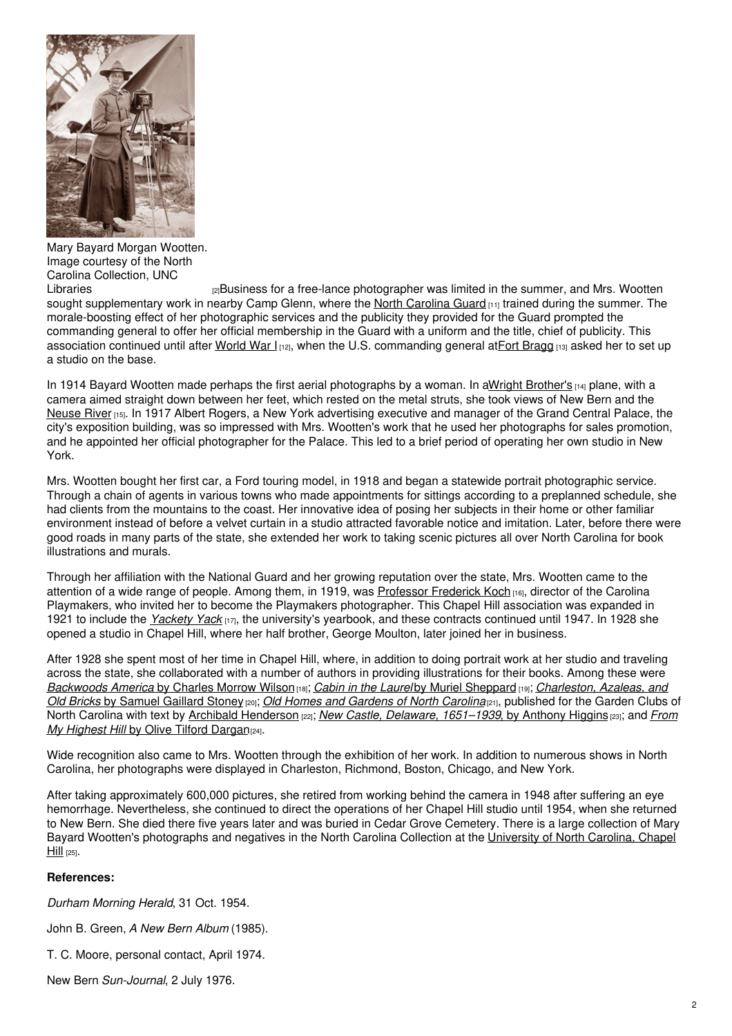Mary Bayard Morgan Wootten. Image courtesy of the North Carolina Collection, UNC Libraries [2]

Business for a free-lance photographer was limited in the summer, and Mrs. Wootten sought supplementary work in nearby Camp Glenn, where the North Carolina Guard [11] trained during the summer. The morale-boosting effect of her photographic services and the publicity they provided for the Guard prompted the commanding general to offer her official membership in the Guard with a uniform and the title, chief of publicity. This association continued until after World War I [12], when the U.S. commanding general at Fort Bragg [13] asked her to set up a studio on the base.

In 1914 Bayard Wootten made perhaps the first aerial photographs by a woman. In a Wright Brother's [14] plane, with a camera aimed straight down between her feet, which rested on the metal struts, she took views of New Bern and the Neuse River [15]. In 1917 Albert Rogers, a New York advertising executive and manager of the Grand Central Palace, the city's exposition building, was so impressed with Mrs. Wootten's work that he used her photographs for sales promotion, and he appointed her official photographer for the Palace. This led to a brief period of operating her own studio in New York.

Mrs. Wootten bought her first car, a Ford touring model, in 1918 and began a statewide portrait photographic service. Through a chain of agents in various towns who made appointments for sittings according to a preplanned schedule, she had clients from the mountains to the coast. Her innovative idea of posing her subjects in their home or other familiar environment instead of before a velvet curtain in a studio attracted favorable notice and imitation. Later, before there were good roads in many parts of the state, she extended her work to taking scenic pictures all over North Carolina for book illustrations and murals.

Through her affiliation with the National Guard and her growing reputation over the state, Mrs. Wootten came to the attention of a wide range of people. Among them, in 1919, was Professor Frederick Koch [16], director of the Carolina Playmakers, who invited her to become the Playmakers photographer. This Chapel Hill association was expanded in 1921 to include the *Yackety Yack* [17], the university's yearbook, and these contracts continued until 1947. In 1928 she opened a studio in Chapel Hill, where her half brother, George Moulton, later joined her in business.

After 1928 she spent most of her time in Chapel Hill, where, in addition to doing portrait work at her studio and traveling across the state, she collaborated with a number of authors in providing illustrations for their books. Among these were *Backwoods America* by Charles Morrow Wilson [18]; *Cabin in the Laurel* by Muriel Sheppard [19]; *Charleston, Azaleas, and Old Bricks* by Samuel Gaillard Stoney [20]; *Old Homes and Gardens of North Carolina* [21], published for the Garden Clubs of North Carolina with text by Archibald Henderson [22]; *New Castle, Delaware, 1651–1939*, by Anthony Higgins [23]; and *From My Highest Hill* by Olive Tilford Dargan [24].

Wide recognition also came to Mrs. Wootten through the exhibition of her work. In addition to numerous shows in North Carolina, her photographs were displayed in Charleston, Richmond, Boston, Chicago, and New York.

After taking approximately 600,000 pictures, she retired from working behind the camera in 1948 after suffering an eye hemorrhage. Nevertheless, she continued to direct the operations of her Chapel Hill studio until 1954, when she returned to New Bern. She died there five years later and was buried in Cedar Grove Cemetery. There is a large collection of Mary Bayard Wootten's photographs and negatives in the North Carolina Collection at the University of North Carolina, Chapel Hill [25].

**References:**

*Durham Morning Herald*, 31 Oct. 1954.

John B. Green, *A New Bern Album* (1985).

T. C. Moore, personal contact, April 1974.

New Bern *Sun-Journal*, 2 July 1976.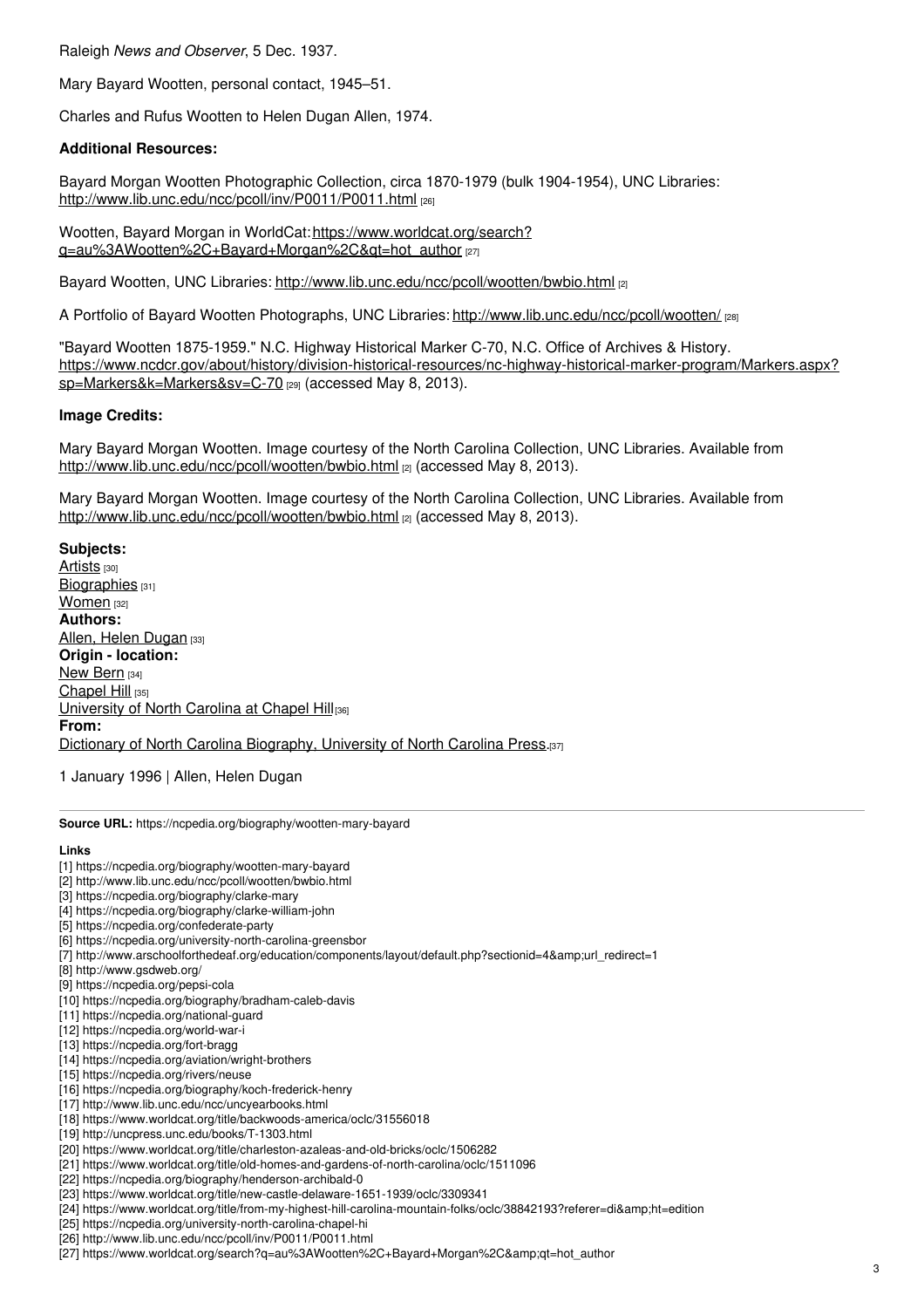Raleigh *News and Observer*, 5 Dec. 1937.

Mary Bayard Wootten, personal contact, 1945–51.

Charles and Rufus Wootten to Helen Dugan Allen, 1974.

**Additional Resources:**

Bayard Morgan Wootten Photographic Collection, circa 1870-1979 (bulk 1904-1954), UNC Libraries: http://www.lib.unc.edu/ncc/pcoll/inv/P0011/P0011.html [26]

Wootten, Bayard Morgan in WorldCat: https://www.worldcat.org/search?q=au%3AWootten%2C+Bayard+Morgan%2C&qt=hot_author [27]

Bayard Wootten, UNC Libraries: http://www.lib.unc.edu/ncc/pcoll/wootten/bwbio.html [2]

A Portfolio of Bayard Wootten Photographs, UNC Libraries: http://www.lib.unc.edu/ncc/pcoll/wootten/ [28]

"Bayard Wootten 1875-1959." N.C. Highway Historical Marker C-70, N.C. Office of Archives & History. https://www.ncdcr.gov/about/history/division-historical-resources/nc-highway-historical-marker-program/Markers.aspx?sp=Markers&k=Markers&sv=C-70 [29] (accessed May 8, 2013).

**Image Credits:**

Mary Bayard Morgan Wootten. Image courtesy of the North Carolina Collection, UNC Libraries. Available from http://www.lib.unc.edu/ncc/pcoll/wootten/bwbio.html [2] (accessed May 8, 2013).

Mary Bayard Morgan Wootten. Image courtesy of the North Carolina Collection, UNC Libraries. Available from http://www.lib.unc.edu/ncc/pcoll/wootten/bwbio.html [2] (accessed May 8, 2013).

**Subjects:**
Artists [30]
Biographies [31]
Women [32]
**Authors:**
Allen, Helen Dugan [33]
**Origin - location:**
New Bern [34]
Chapel Hill [35]
University of North Carolina at Chapel Hill [36]
**From:**
Dictionary of North Carolina Biography, University of North Carolina Press. [37]

1 January 1996 | Allen, Helen Dugan

**Source URL:** https://ncpedia.org/biography/wootten-mary-bayard

**Links**

[1] https://ncpedia.org/biography/wootten-mary-bayard
[2] http://www.lib.unc.edu/ncc/pcoll/wootten/bwbio.html
[3] https://ncpedia.org/biography/clarke-mary
[4] https://ncpedia.org/biography/clarke-william-john
[5] https://ncpedia.org/confederate-party
[6] https://ncpedia.org/university-north-carolina-greensbor
[7] http://www.arschoolforthedeaf.org/education/components/layout/default.php?sectionid=4&amp;url_redirect=1
[8] http://www.gsdweb.org/
[9] https://ncpedia.org/pepsi-cola
[10] https://ncpedia.org/biography/bradham-caleb-davis
[11] https://ncpedia.org/national-guard
[12] https://ncpedia.org/world-war-i
[13] https://ncpedia.org/fort-bragg
[14] https://ncpedia.org/aviation/wright-brothers
[15] https://ncpedia.org/rivers/neuse
[16] https://ncpedia.org/biography/koch-frederick-henry
[17] http://www.lib.unc.edu/ncc/uncyearbooks.html
[18] https://www.worldcat.org/title/backwoods-america/oclc/31556018
[19] http://uncpress.unc.edu/books/T-1303.html
[20] https://www.worldcat.org/title/charleston-azaleas-and-old-bricks/oclc/1506282
[21] https://www.worldcat.org/title/old-homes-and-gardens-of-north-carolina/oclc/1511096
[22] https://ncpedia.org/biography/henderson-archibald-0
[23] https://www.worldcat.org/title/new-castle-delaware-1651-1939/oclc/3309341
[24] https://www.worldcat.org/title/from-my-highest-hill-carolina-mountain-folks/oclc/38842193?referer=di&amp;ht=edition
[25] https://ncpedia.org/university-north-carolina-chapel-hi
[26] http://www.lib.unc.edu/ncc/pcoll/inv/P0011/P0011.html
[27] https://www.worldcat.org/search?q=au%3AWootten%2C+Bayard+Morgan%2C&amp;qt=hot_author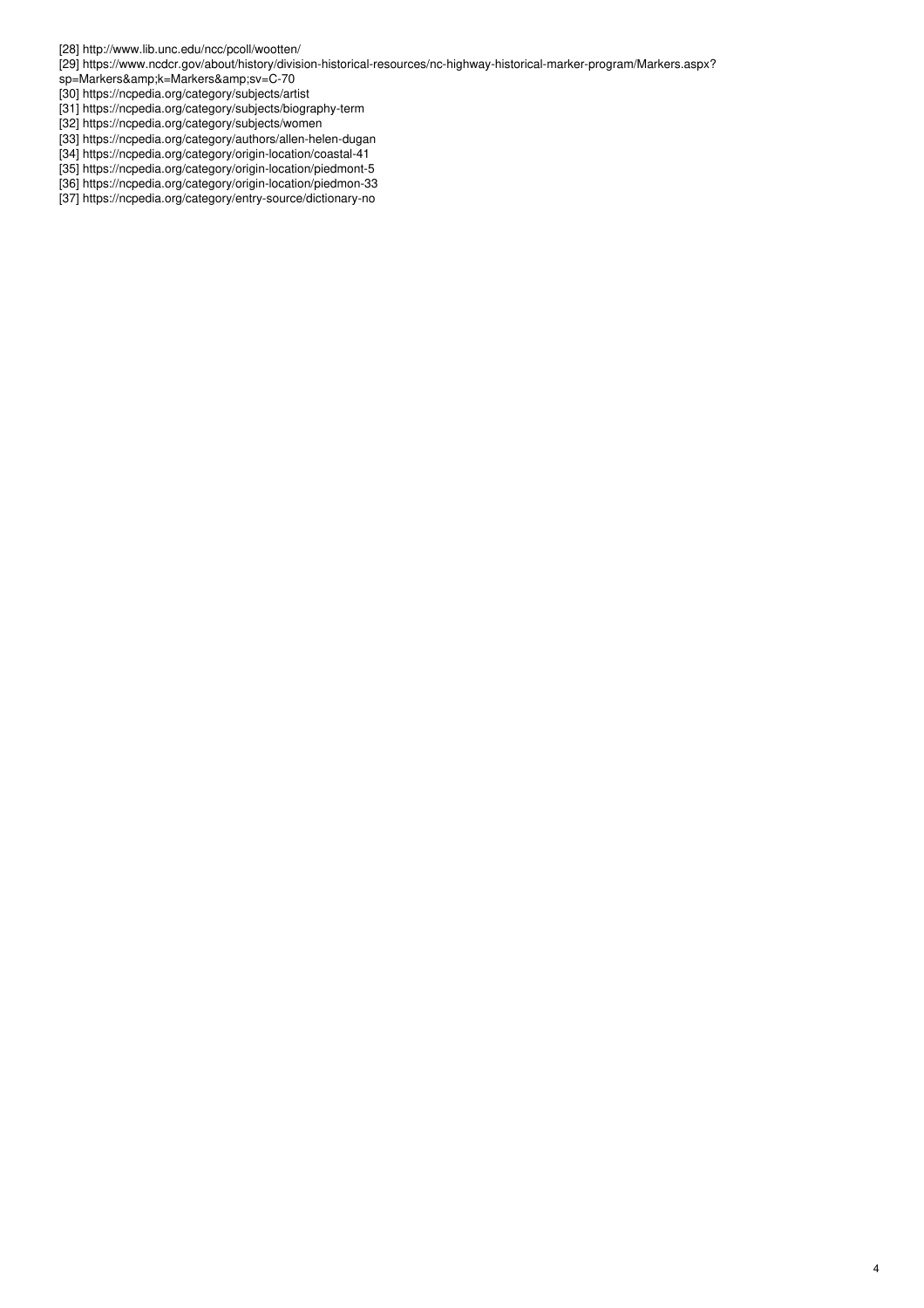[28] http://www.lib.unc.edu/ncc/pcoll/wootten/

[29] https://www.ncdcr.gov/about/history/division-historical-resources/nc-highway-historical-marker-program/Markers.aspx?sp=Markers&amp;k=Markers&amp;sv=C-70

[30] https://ncpedia.org/category/subjects/artist

[31] https://ncpedia.org/category/subjects/biography-term

[32] https://ncpedia.org/category/subjects/women

[33] https://ncpedia.org/category/authors/allen-helen-dugan

[34] https://ncpedia.org/category/origin-location/coastal-41

[35] https://ncpedia.org/category/origin-location/piedmont-5

[36] https://ncpedia.org/category/origin-location/piedmon-33

[37] https://ncpedia.org/category/entry-source/dictionary-no